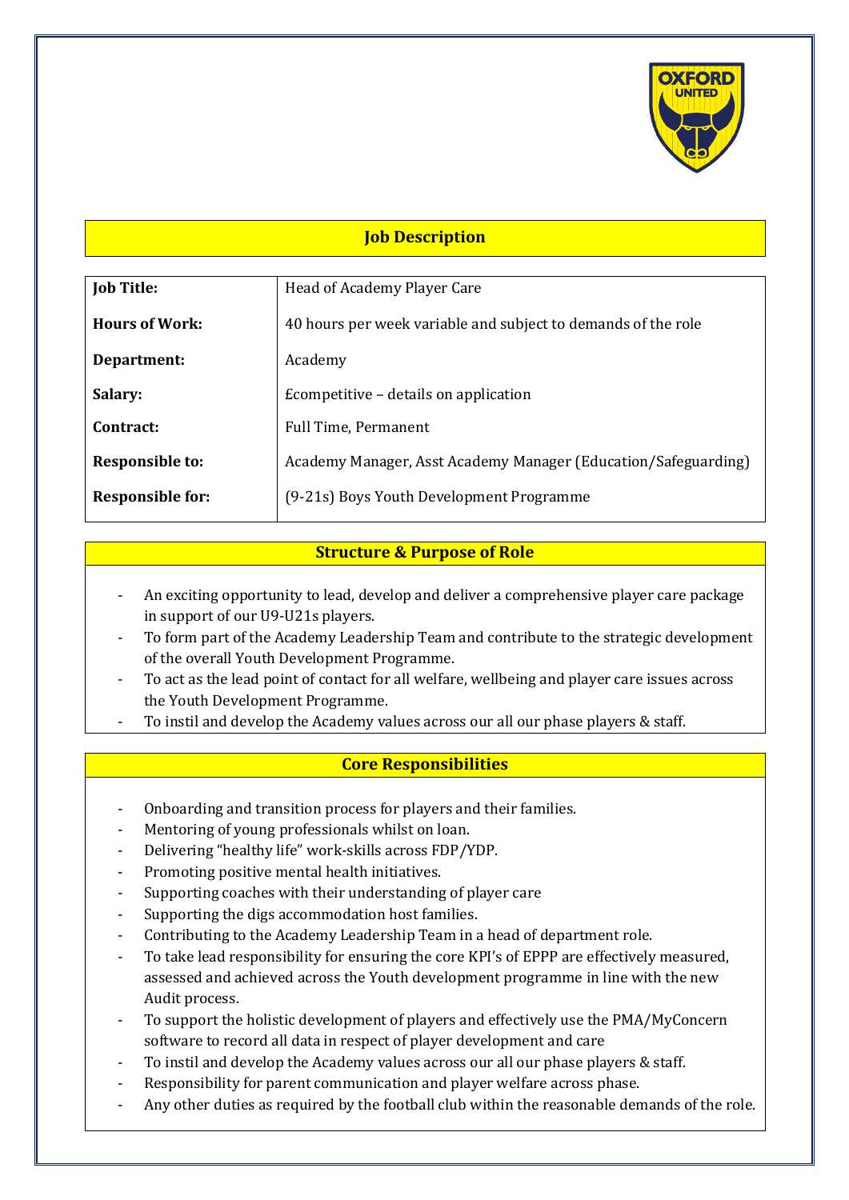# Job Description

| | |
|---|---|
| **Job Title:** | Head of Academy Player Care |
| **Hours of Work:** | 40 hours per week variable and subject to demands of the role |
| **Department:** | Academy |
| **Salary:** | £competitive – details on application |
| **Contract:** | Full Time, Permanent |
| **Responsible to:** | Academy Manager, Asst Academy Manager (Education/Safeguarding) |
| **Responsible for:** | (9-21s) Boys Youth Development Programme |

## Structure & Purpose of Role

- An exciting opportunity to lead, develop and deliver a comprehensive player care package in support of our U9-U21s players.
- To form part of the Academy Leadership Team and contribute to the strategic development of the overall Youth Development Programme.
- To act as the lead point of contact for all welfare, wellbeing and player care issues across the Youth Development Programme.
- To instil and develop the Academy values across our all our phase players & staff.

## Core Responsibilities

- Onboarding and transition process for players and their families.
- Mentoring of young professionals whilst on loan.
- Delivering "healthy life" work-skills across FDP/YDP.
- Promoting positive mental health initiatives.
- Supporting coaches with their understanding of player care
- Supporting the digs accommodation host families.
- Contributing to the Academy Leadership Team in a head of department role.
- To take lead responsibility for ensuring the core KPI's of EPPP are effectively measured, assessed and achieved across the Youth development programme in line with the new Audit process.
- To support the holistic development of players and effectively use the PMA/MyConcern software to record all data in respect of player development and care
- To instil and develop the Academy values across our all our phase players & staff.
- Responsibility for parent communication and player welfare across phase.
- Any other duties as required by the football club within the reasonable demands of the role.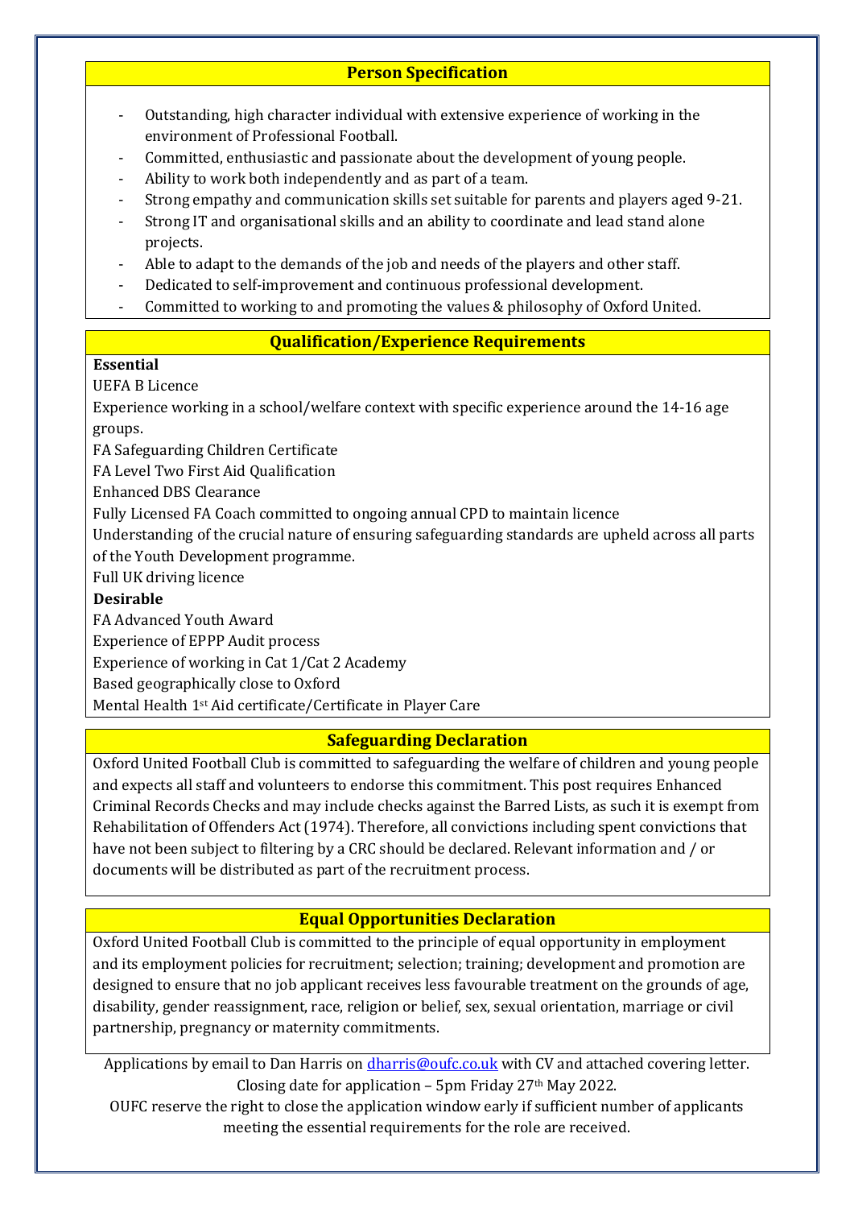## Person Specification

- Outstanding, high character individual with extensive experience of working in the environment of Professional Football.
- Committed, enthusiastic and passionate about the development of young people.
- Ability to work both independently and as part of a team.
- Strong empathy and communication skills set suitable for parents and players aged 9-21.
- Strong IT and organisational skills and an ability to coordinate and lead stand alone projects.
- Able to adapt to the demands of the job and needs of the players and other staff.
- Dedicated to self-improvement and continuous professional development.
- Committed to working to and promoting the values & philosophy of Oxford United.

## Qualification/Experience Requirements

**Essential**

UEFA B Licence

Experience working in a school/welfare context with specific experience around the 14-16 age groups.

FA Safeguarding Children Certificate

FA Level Two First Aid Qualification

Enhanced DBS Clearance

Fully Licensed FA Coach committed to ongoing annual CPD to maintain licence

Understanding of the crucial nature of ensuring safeguarding standards are upheld across all parts of the Youth Development programme.

Full UK driving licence

**Desirable**

FA Advanced Youth Award

Experience of EPPP Audit process

Experience of working in Cat 1/Cat 2 Academy

Based geographically close to Oxford

Mental Health 1st Aid certificate/Certificate in Player Care

## Safeguarding Declaration

Oxford United Football Club is committed to safeguarding the welfare of children and young people and expects all staff and volunteers to endorse this commitment. This post requires Enhanced Criminal Records Checks and may include checks against the Barred Lists, as such it is exempt from Rehabilitation of Offenders Act (1974). Therefore, all convictions including spent convictions that have not been subject to filtering by a CRC should be declared. Relevant information and / or documents will be distributed as part of the recruitment process.

## Equal Opportunities Declaration

Oxford United Football Club is committed to the principle of equal opportunity in employment and its employment policies for recruitment; selection; training; development and promotion are designed to ensure that no job applicant receives less favourable treatment on the grounds of age, disability, gender reassignment, race, religion or belief, sex, sexual orientation, marriage or civil partnership, pregnancy or maternity commitments.

Applications by email to Dan Harris on dharris@oufc.co.uk with CV and attached covering letter.

Closing date for application – 5pm Friday 27th May 2022.

OUFC reserve the right to close the application window early if sufficient number of applicants meeting the essential requirements for the role are received.